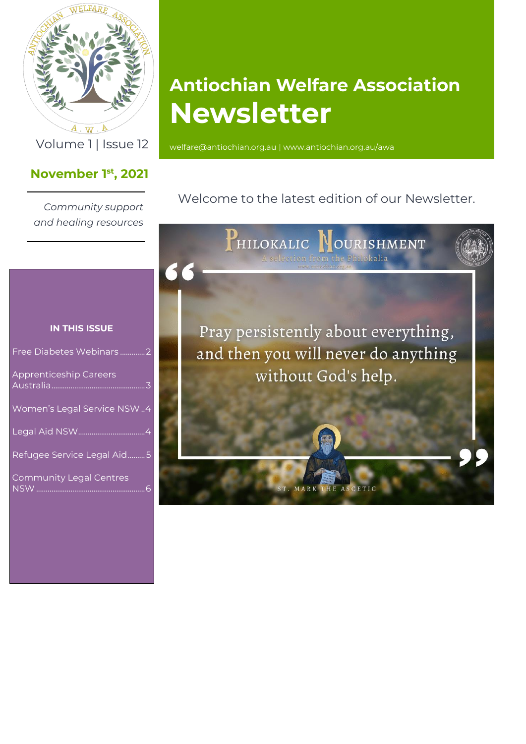# Antiochian Welfare Association Newsletter

welfare@antiochian.org.au | www.antiochian.org.au/awa

Volume 1 | Issue 12

**November 1st, 2021**

*Community support and healing resources*

Welcome to the latest edition of our Newsletter.

**IN THIS ISSUE**

- Free Diabetes Webinars ............. 2
- Apprenticeship Careers Australia ............. 3
- Women's Legal Service NSW .. 4
- Legal Aid NSW ............. 4
- Refugee Service Legal Aid ......... 5
- Community Legal Centres NSW ............. 6

PHILOKALIC NOURISHMENT

A selection from the Philokalia

www.antiochian.org.au

"Pray persistently about everything, and then you will never do anything without God's help."

ST. MARK THE ASCETIC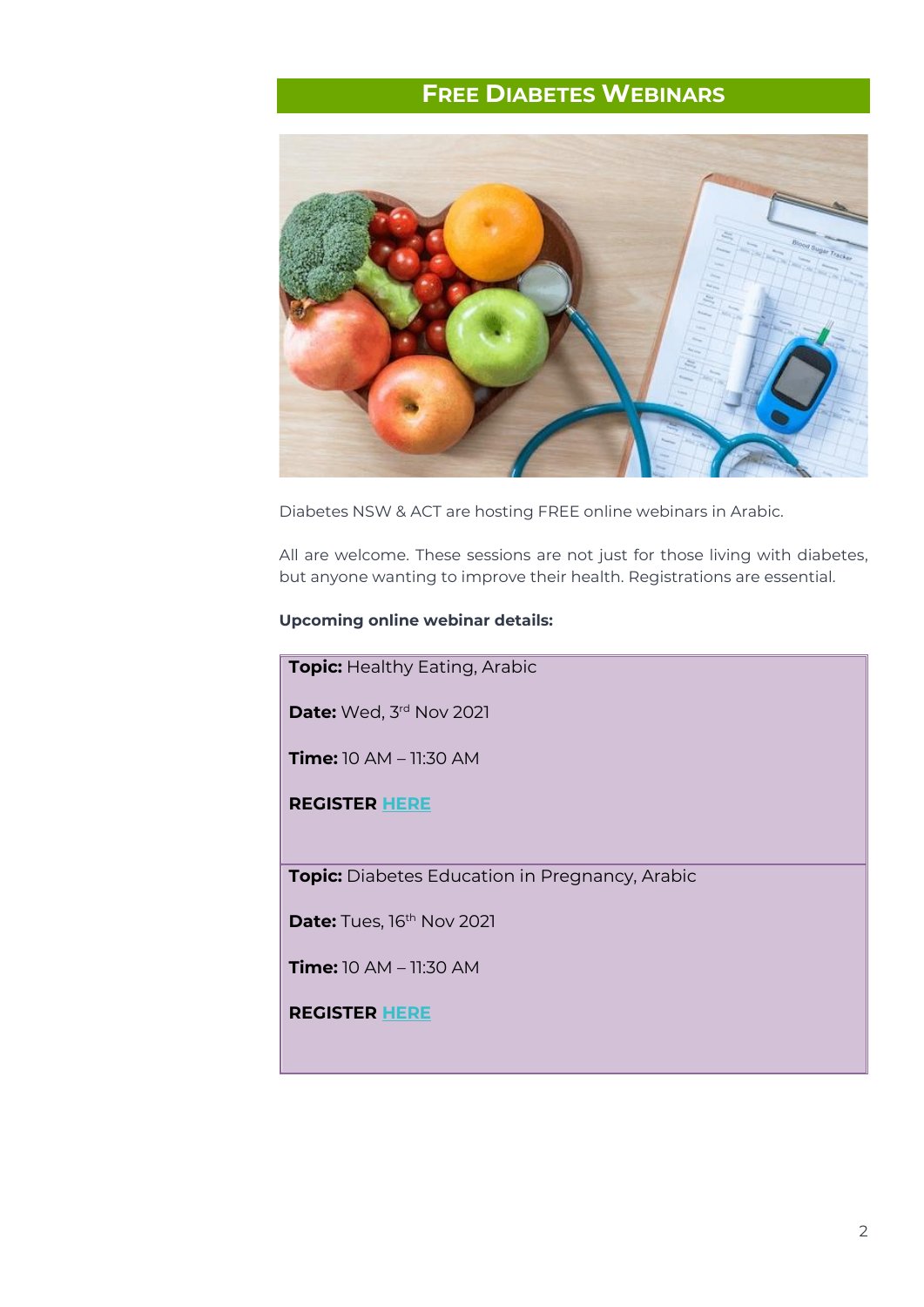## FREE DIABETES WEBINARS

Diabetes NSW & ACT are hosting FREE online webinars in Arabic.

All are welcome. These sessions are not just for those living with diabetes, but anyone wanting to improve their health. Registrations are essential.

**Upcoming online webinar details:**

**Topic:** Healthy Eating, Arabic

**Date:** Wed, 3rd Nov 2021

**Time:** 10 AM – 11:30 AM

**REGISTER HERE**

**Topic:** Diabetes Education in Pregnancy, Arabic

**Date:** Tues, 16th Nov 2021

**Time:** 10 AM – 11:30 AM

**REGISTER HERE**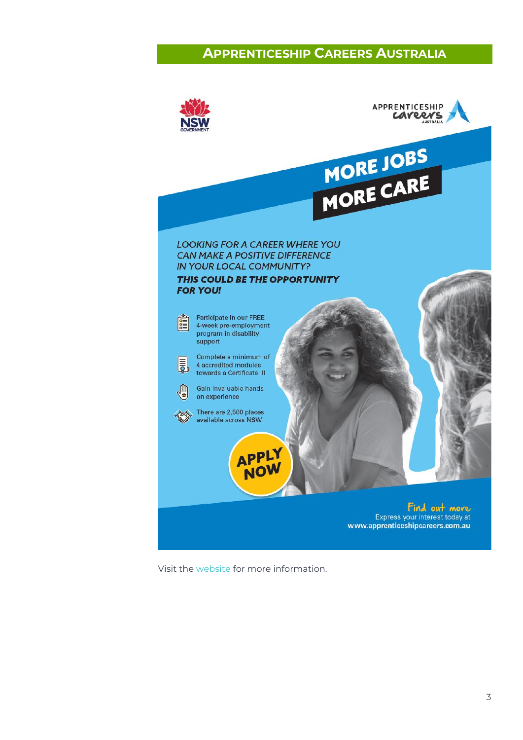## Apprenticeship Careers Australia

NSW GOVERNMENT

APPRENTICESHIP careers AUSTRALIA

**MORE JOBS MORE CARE**

*LOOKING FOR A CAREER WHERE YOU CAN MAKE A POSITIVE DIFFERENCE IN YOUR LOCAL COMMUNITY?*

***THIS COULD BE THE OPPORTUNITY FOR YOU!***

- Participate in our FREE 4-week pre-employment program in disability support
- Complete a minimum of 4 accredited modules towards a Certificate III
- Gain invaluable hands on experience
- There are 2,500 places available across NSW

**APPLY NOW**

**Find out more**

Express your interest today at **www.apprenticeshipcareers.com.au**

Visit the website for more information.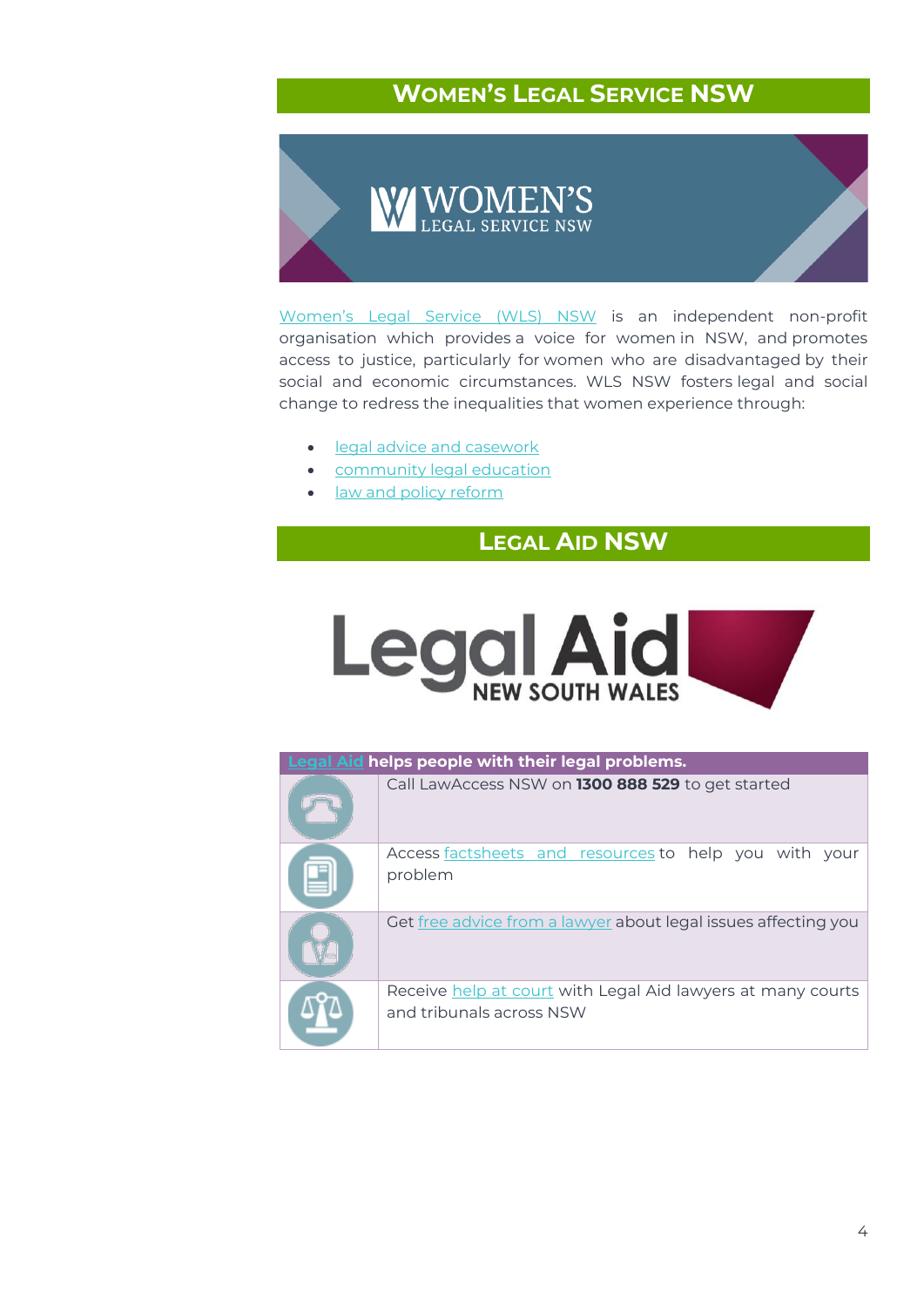## Women's Legal Service NSW

Women's Legal Service (WLS) NSW is an independent non-profit organisation which provides a voice for women in NSW, and promotes access to justice, particularly for women who are disadvantaged by their social and economic circumstances. WLS NSW fosters legal and social change to redress the inequalities that women experience through:

- legal advice and casework
- community legal education
- law and policy reform

## Legal Aid NSW

| Legal Aid helps people with their legal problems. | |
|---|---|
| | Call LawAccess NSW on **1300 888 529** to get started |
| | Access factsheets and resources to help you with your problem |
| | Get free advice from a lawyer about legal issues affecting you |
| | Receive help at court with Legal Aid lawyers at many courts and tribunals across NSW |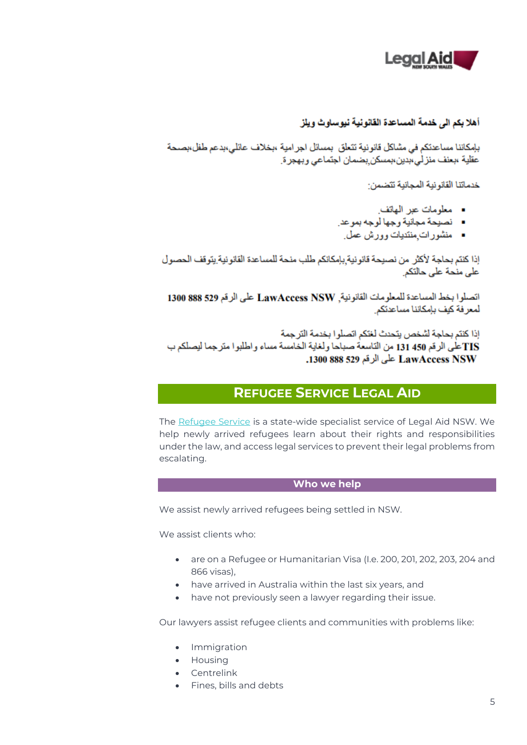Legal Aid NEW SOUTH WALES

أهلا بكم الى خدمة المساعدة القانونية نيوساوث ويلز

بإمكاننا مساعدتكم في مشاكل قانونية تتعلق  بمسائل اجرامية ،بخلاف عائلي،بدعم طفل،بصحة عقلية ،بعنف منزلي،بدين،بمسكن,بضمان اجتماعي وبهجرة.

خدماتنا القانونية المجانية تتضمن:

- معلومات عبر الهاتف.
- نصيحة مجانية وجها لوجه بموعد.
- منشورات,منتديات وورش عمل.

إذا كنتم بحاجة لأكثر من نصيحة قانونية,بإمكانكم طلب منحة للمساعدة القانونية.يتوقف الحصول على منحة على حالتكم.

**اتصلوا بخط المساعدة للمعلومات القانونية, LawAccess NSW على الرقم 529 888 1300** لمعرفة كيف بإمكاننا مساعدتكم.

إذا كنتم بحاجة لشخص يتحدث لغتكم اتصلوا بخدمة الترجمة
**TIS**على الرقم **450 131** من التاسعة صباحا ولغاية الخامسة مساء واطلبوا مترجما ليصلكم ب **LawAccess NSW على الرقم 529 888 1300.**

## REFUGEE SERVICE LEGAL AID

The Refugee Service is a state-wide specialist service of Legal Aid NSW. We help newly arrived refugees learn about their rights and responsibilities under the law, and access legal services to prevent their legal problems from escalating.

### Who we help

We assist newly arrived refugees being settled in NSW.

We assist clients who:

- are on a Refugee or Humanitarian Visa (I.e. 200, 201, 202, 203, 204 and 866 visas),
- have arrived in Australia within the last six years, and
- have not previously seen a lawyer regarding their issue.

Our lawyers assist refugee clients and communities with problems like:

- Immigration
- Housing
- Centrelink
- Fines, bills and debts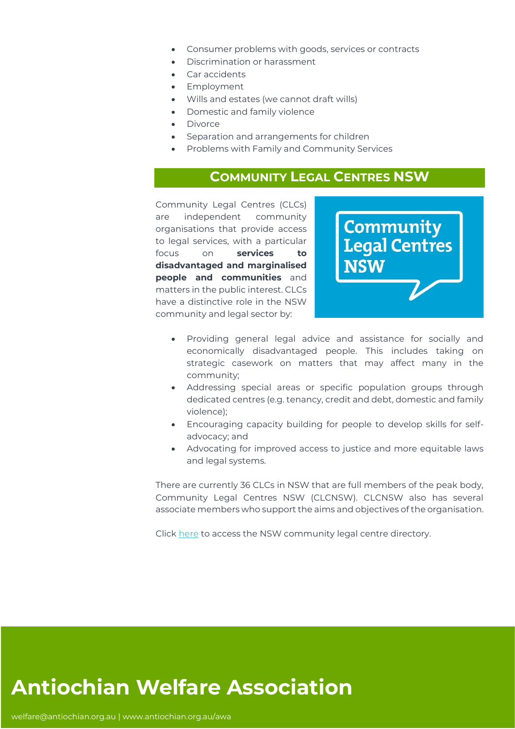- Consumer problems with goods, services or contracts
- Discrimination or harassment
- Car accidents
- Employment
- Wills and estates (we cannot draft wills)
- Domestic and family violence
- Divorce
- Separation and arrangements for children
- Problems with Family and Community Services

## Community Legal Centres NSW

Community Legal Centres (CLCs) are independent community organisations that provide access to legal services, with a particular focus on **services to disadvantaged and marginalised people and communities** and matters in the public interest. CLCs have a distinctive role in the NSW community and legal sector by:

- Providing general legal advice and assistance for socially and economically disadvantaged people. This includes taking on strategic casework on matters that may affect many in the community;
- Addressing special areas or specific population groups through dedicated centres (e.g. tenancy, credit and debt, domestic and family violence);
- Encouraging capacity building for people to develop skills for self-advocacy; and
- Advocating for improved access to justice and more equitable laws and legal systems.

There are currently 36 CLCs in NSW that are full members of the peak body, Community Legal Centres NSW (CLCNSW). CLCNSW also has several associate members who support the aims and objectives of the organisation.

Click here to access the NSW community legal centre directory.

**Antiochian Welfare Association**

welfare@antiochian.org.au | www.antiochian.org.au/awa